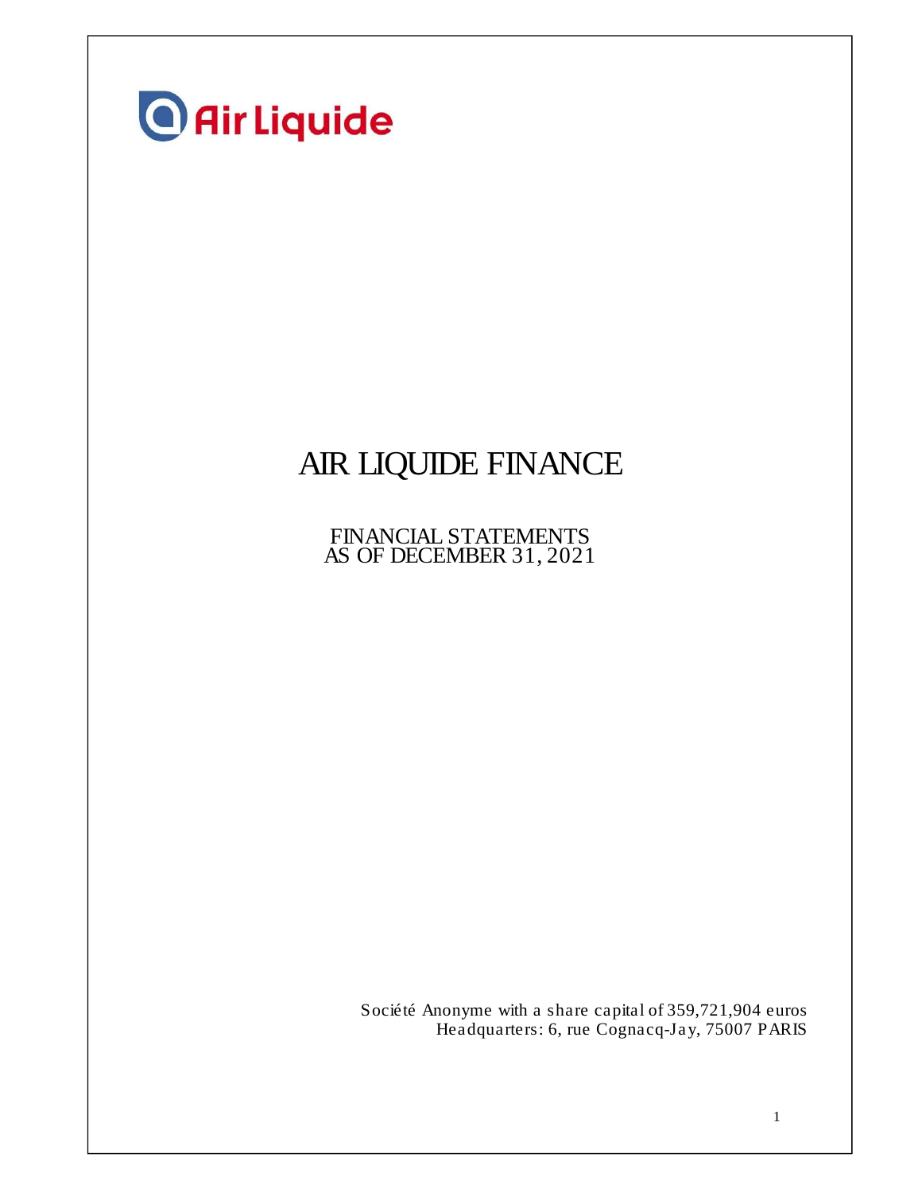Air Liquide

# AIR LIQUIDE FINANCE

## FINANCIAL STATEMENTS
## AS OF DECEMBER 31, 2021

Société Anonyme with a share capital of 359,721,904 euros
Headquarters: 6, rue Cognacq-Jay, 75007 PARIS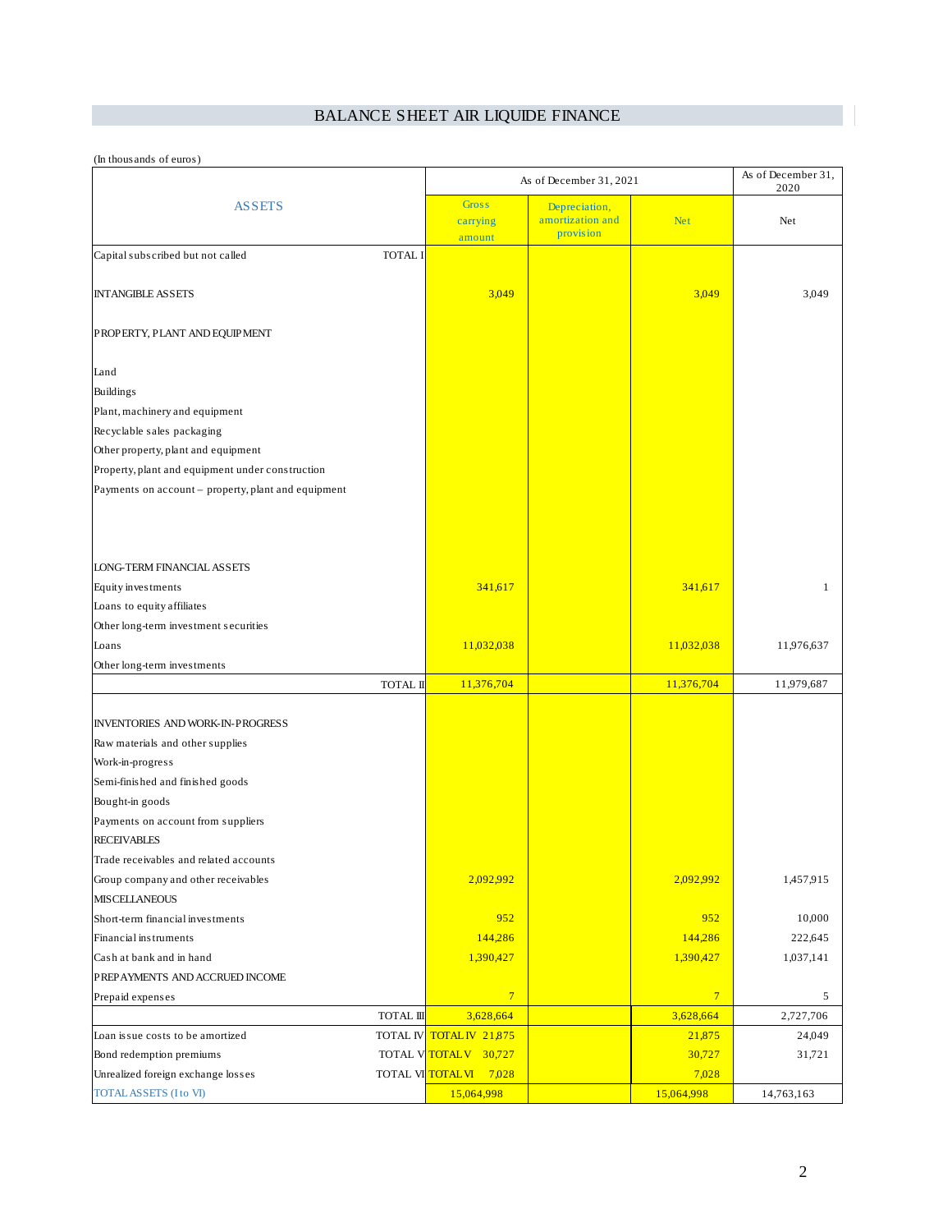# BALANCE SHEET AIR LIQUIDE FINANCE

(In thousands of euros)

| ASSETS | | As of December 31, 2021 | | | As of December 31, 2020 |
|---|---|---|---|---|---|
| | | Gross carrying amount | Depreciation, amortization and provision | Net | Net |
| Capital subscribed but not called | TOTAL I | | | | |
| INTANGIBLE ASSETS | | 3,049 | | 3,049 | 3,049 |
| PROPERTY, PLANT AND EQUIPMENT | | | | | |
| Land | | | | | |
| Buildings | | | | | |
| Plant, machinery and equipment | | | | | |
| Recyclable sales packaging | | | | | |
| Other property, plant and equipment | | | | | |
| Property, plant and equipment under construction | | | | | |
| Payments on account – property, plant and equipment | | | | | |
| LONG-TERM FINANCIAL ASSETS | | | | | |
| Equity investments | | 341,617 | | 341,617 | 1 |
| Loans to equity affiliates | | | | | |
| Other long-term investment securities | | | | | |
| Loans | | 11,032,038 | | 11,032,038 | 11,976,637 |
| Other long-term investments | | | | | |
| | TOTAL II | 11,376,704 | | 11,376,704 | 11,979,687 |
| INVENTORIES AND WORK-IN-PROGRESS | | | | | |
| Raw materials and other supplies | | | | | |
| Work-in-progress | | | | | |
| Semi-finished and finished goods | | | | | |
| Bought-in goods | | | | | |
| Payments on account from suppliers | | | | | |
| RECEIVABLES | | | | | |
| Trade receivables and related accounts | | | | | |
| Group company and other receivables | | 2,092,992 | | 2,092,992 | 1,457,915 |
| MISCELLANEOUS | | | | | |
| Short-term financial investments | | 952 | | 952 | 10,000 |
| Financial instruments | | 144,286 | | 144,286 | 222,645 |
| Cash at bank and in hand | | 1,390,427 | | 1,390,427 | 1,037,141 |
| PREPAYMENTS AND ACCRUED INCOME | | | | | |
| Prepaid expenses | | 7 | | 7 | 5 |
| | TOTAL III | 3,628,664 | | 3,628,664 | 2,727,706 |
| Loan issue costs to be amortized | TOTAL IV | TOTAL IV 21,875 | | 21,875 | 24,049 |
| Bond redemption premiums | TOTAL V | TOTAL V 30,727 | | 30,727 | 31,721 |
| Unrealized foreign exchange losses | TOTAL VI | TOTAL VI 7,028 | | 7,028 | |
| TOTAL ASSETS (I to VI) | | 15,064,998 | | 15,064,998 | 14,763,163 |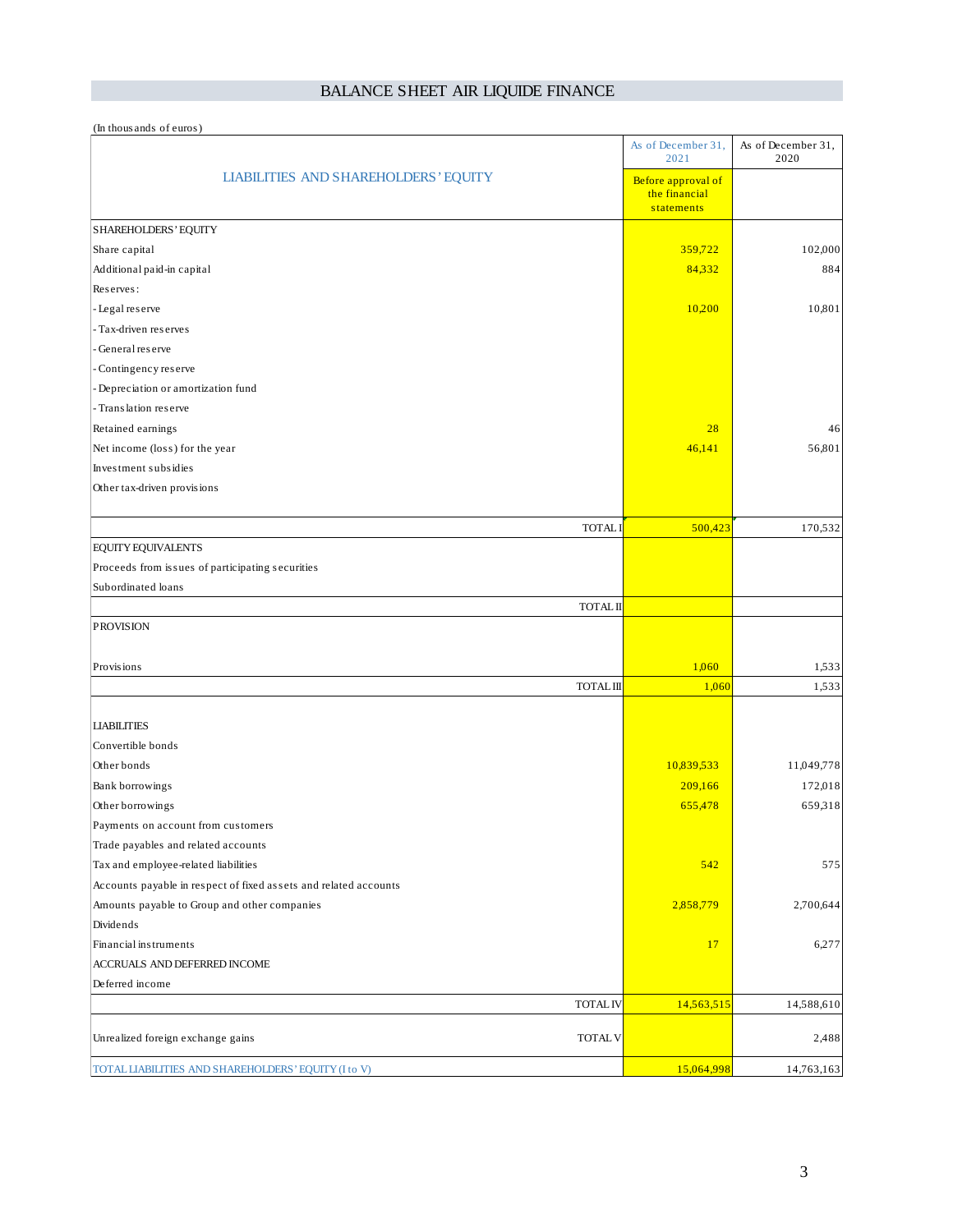# BALANCE SHEET AIR LIQUIDE FINANCE

(In thousands of euros)

| LIABILITIES AND SHAREHOLDERS' EQUITY | As of December 31, 2021 Before approval of the financial statements | As of December 31, 2020 |
|---|---|---|
| SHAREHOLDERS' EQUITY | | |
| Share capital | 359,722 | 102,000 |
| Additional paid-in capital | 84,332 | 884 |
| Reserves: | | |
| - Legal reserve | 10,200 | 10,801 |
| - Tax-driven reserves | | |
| - General reserve | | |
| - Contingency reserve | | |
| - Depreciation or amortization fund | | |
| - Translation reserve | | |
| Retained earnings | 28 | 46 |
| Net income (loss) for the year | 46,141 | 56,801 |
| Investment subsidies | | |
| Other tax-driven provisions | | |
| TOTAL I | 500,423 | 170,532 |
| EQUITY EQUIVALENTS | | |
| Proceeds from issues of participating securities | | |
| Subordinated loans | | |
| TOTAL II | | |
| PROVISION | | |
| Provisions | 1,060 | 1,533 |
| TOTAL III | 1,060 | 1,533 |
| LIABILITIES | | |
| Convertible bonds | | |
| Other bonds | 10,839,533 | 11,049,778 |
| Bank borrowings | 209,166 | 172,018 |
| Other borrowings | 655,478 | 659,318 |
| Payments on account from customers | | |
| Trade payables and related accounts | | |
| Tax and employee-related liabilities | 542 | 575 |
| Accounts payable in respect of fixed assets and related accounts | | |
| Amounts payable to Group and other companies | 2,858,779 | 2,700,644 |
| Dividends | | |
| Financial instruments | 17 | 6,277 |
| ACCRUALS AND DEFERRED INCOME | | |
| Deferred income | | |
| TOTAL IV | 14,563,515 | 14,588,610 |
| Unrealized foreign exchange gains TOTAL V | | 2,488 |
| TOTAL LIABILITIES AND SHAREHOLDERS' EQUITY (I to V) | 15,064,998 | 14,763,163 |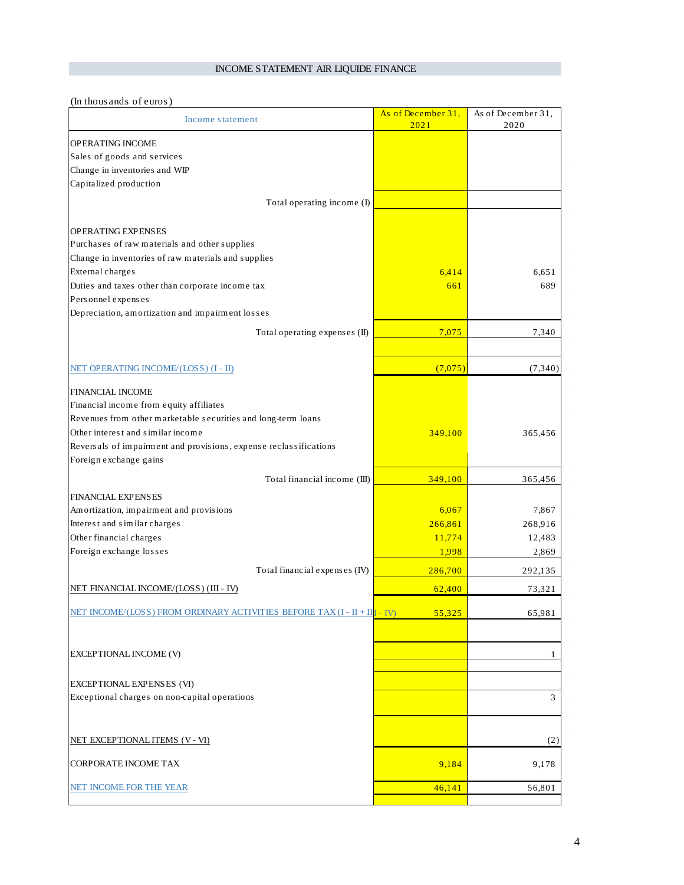## INCOME STATEMENT AIR LIQUIDE FINANCE

(In thousands of euros)

| Income statement | As of December 31, 2021 | As of December 31, 2020 |
|---|---|---|
| OPERATING INCOME | | |
| Sales of goods and services | | |
| Change in inventories and WIP | | |
| Capitalized production | | |
| Total operating income (I) | | |
| OPERATING EXPENSES | | |
| Purchases of raw materials and other supplies | | |
| Change in inventories of raw materials and supplies | | |
| External charges | 6,414 | 6,651 |
| Duties and taxes other than corporate income tax | 661 | 689 |
| Personnel expenses | | |
| Depreciation, amortization and impairment losses | | |
| Total operating expenses (II) | 7,075 | 7,340 |
| NET OPERATING INCOME/(LOSS) (I - II) | (7,075) | (7,340) |
| FINANCIAL INCOME | | |
| Financial income from equity affiliates | | |
| Revenues from other marketable securities and long-term loans | | |
| Other interest and similar income | 349,100 | 365,456 |
| Reversals of impairment and provisions, expense reclassifications | | |
| Foreign exchange gains | | |
| Total financial income (III) | 349,100 | 365,456 |
| FINANCIAL EXPENSES | | |
| Amortization, impairment and provisions | 6,067 | 7,867 |
| Interest and similar charges | 266,861 | 268,916 |
| Other financial charges | 11,774 | 12,483 |
| Foreign exchange losses | 1,998 | 2,869 |
| Total financial expenses (IV) | 286,700 | 292,135 |
| NET FINANCIAL INCOME/(LOSS) (III - IV) | 62,400 | 73,321 |
| NET INCOME/(LOSS) FROM ORDINARY ACTIVITIES BEFORE TAX (I - II + III - IV) | 55,325 | 65,981 |
| EXCEPTIONAL INCOME (V) | | 1 |
| EXCEPTIONAL EXPENSES (VI) | | |
| Exceptional charges on non-capital operations | | 3 |
| NET EXCEPTIONAL ITEMS (V - VI) | | (2) |
| CORPORATE INCOME TAX | 9,184 | 9,178 |
| NET INCOME FOR THE YEAR | 46,141 | 56,801 |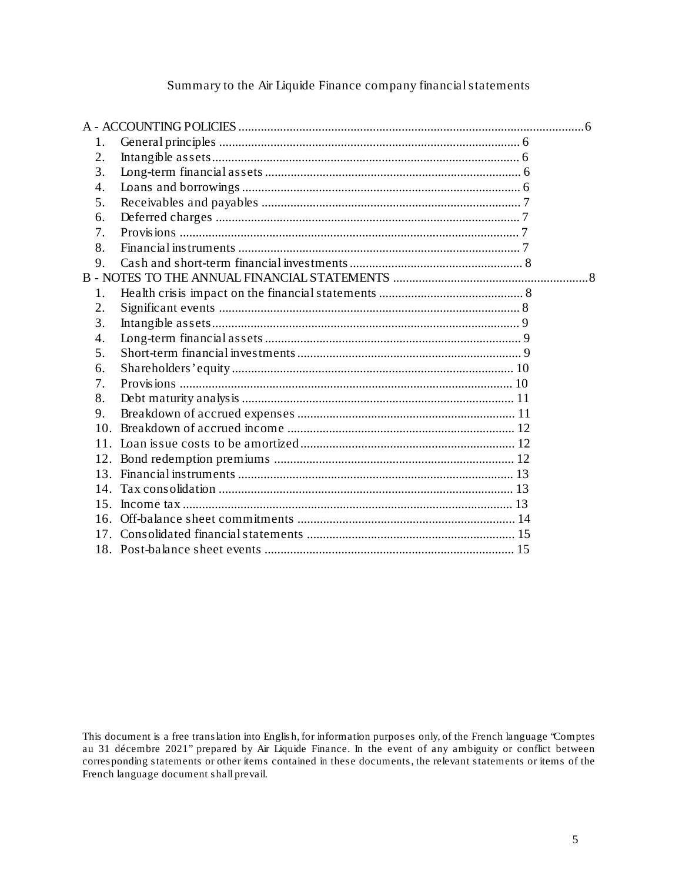Summary to the Air Liquide Finance company financial statements

A - ACCOUNTING POLICIES ........................................................................................................ 6

1. General principles ........................................................................................ 6
2. Intangible assets .......................................................................................... 6
3. Long-term financial assets .......................................................................... 6
4. Loans and borrowings ................................................................................. 6
5. Receivables and payables ........................................................................... 7
6. Deferred charges ......................................................................................... 7
7. Provisions .................................................................................................... 7
8. Financial instruments .................................................................................. 7
9. Cash and short-term financial investments ................................................. 8

B - NOTES TO THE ANNUAL FINANCIAL STATEMENTS ............................................................ 8

1. Health crisis impact on the financial statements ......................................... 8
2. Significant events ........................................................................................ 8
3. Intangible assets .......................................................................................... 9
4. Long-term financial assets .......................................................................... 9
5. Short-term financial investments ................................................................. 9
6. Shareholders' equity .................................................................................... 10
7. Provisions .................................................................................................... 10
8. Debt maturity analysis ................................................................................. 11
9. Breakdown of accrued expenses ................................................................. 11
10. Breakdown of accrued income ................................................................... 12
11. Loan issue costs to be amortized ................................................................ 12
12. Bond redemption premiums ....................................................................... 12
13. Financial instruments ................................................................................. 13
14. Tax consolidation ........................................................................................ 13
15. Income tax ................................................................................................... 13
16. Off-balance sheet commitments ................................................................. 14
17. Consolidated financial statements ............................................................... 15
18. Post-balance sheet events ........................................................................... 15

This document is a free translation into English, for information purposes only, of the French language "Comptes au 31 décembre 2021" prepared by Air Liquide Finance. In the event of any ambiguity or conflict between corresponding statements or other items contained in these documents, the relevant statements or items of the French language document shall prevail.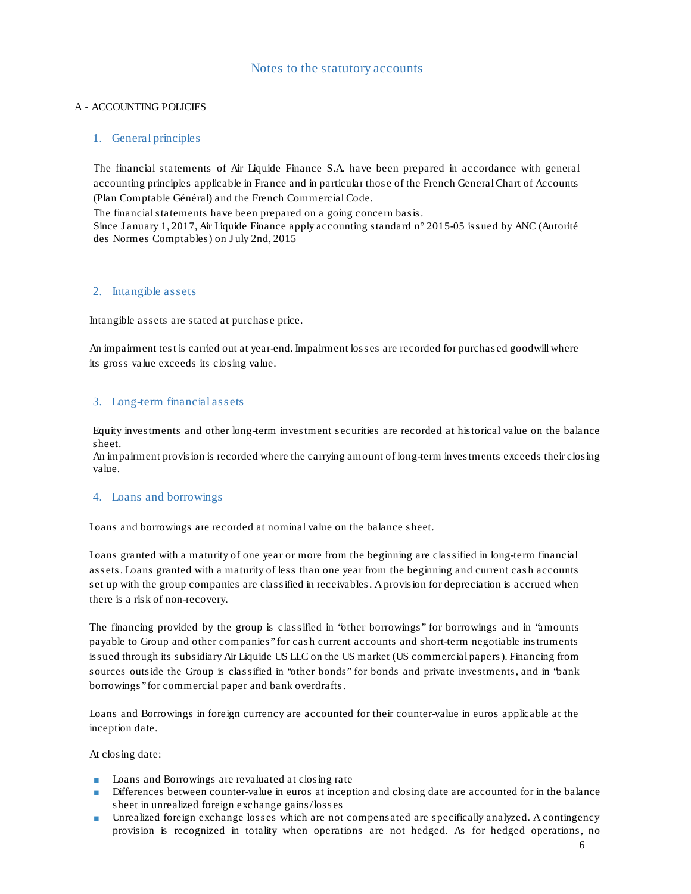# Notes to the statutory accounts

## A - ACCOUNTING POLICIES

### 1. General principles

The financial statements of Air Liquide Finance S.A. have been prepared in accordance with general accounting principles applicable in France and in particular those of the French General Chart of Accounts (Plan Comptable Général) and the French Commercial Code.

The financial statements have been prepared on a going concern basis.

Since January 1, 2017, Air Liquide Finance apply accounting standard n° 2015-05 issued by ANC (Autorité des Normes Comptables) on July 2nd, 2015

### 2. Intangible assets

Intangible assets are stated at purchase price.

An impairment test is carried out at year-end. Impairment losses are recorded for purchased goodwill where its gross value exceeds its closing value.

### 3. Long-term financial assets

Equity investments and other long-term investment securities are recorded at historical value on the balance sheet.

An impairment provision is recorded where the carrying amount of long-term investments exceeds their closing value.

### 4. Loans and borrowings

Loans and borrowings are recorded at nominal value on the balance sheet.

Loans granted with a maturity of one year or more from the beginning are classified in long-term financial assets. Loans granted with a maturity of less than one year from the beginning and current cash accounts set up with the group companies are classified in receivables. A provision for depreciation is accrued when there is a risk of non-recovery.

The financing provided by the group is classified in "other borrowings" for borrowings and in "amounts payable to Group and other companies" for cash current accounts and short-term negotiable instruments issued through its subsidiary Air Liquide US LLC on the US market (US commercial papers). Financing from sources outside the Group is classified in "other bonds" for bonds and private investments, and in "bank borrowings" for commercial paper and bank overdrafts.

Loans and Borrowings in foreign currency are accounted for their counter-value in euros applicable at the inception date.

At closing date:

- Loans and Borrowings are revaluated at closing rate
- Differences between counter-value in euros at inception and closing date are accounted for in the balance sheet in unrealized foreign exchange gains/losses
- Unrealized foreign exchange losses which are not compensated are specifically analyzed. A contingency provision is recognized in totality when operations are not hedged. As for hedged operations, no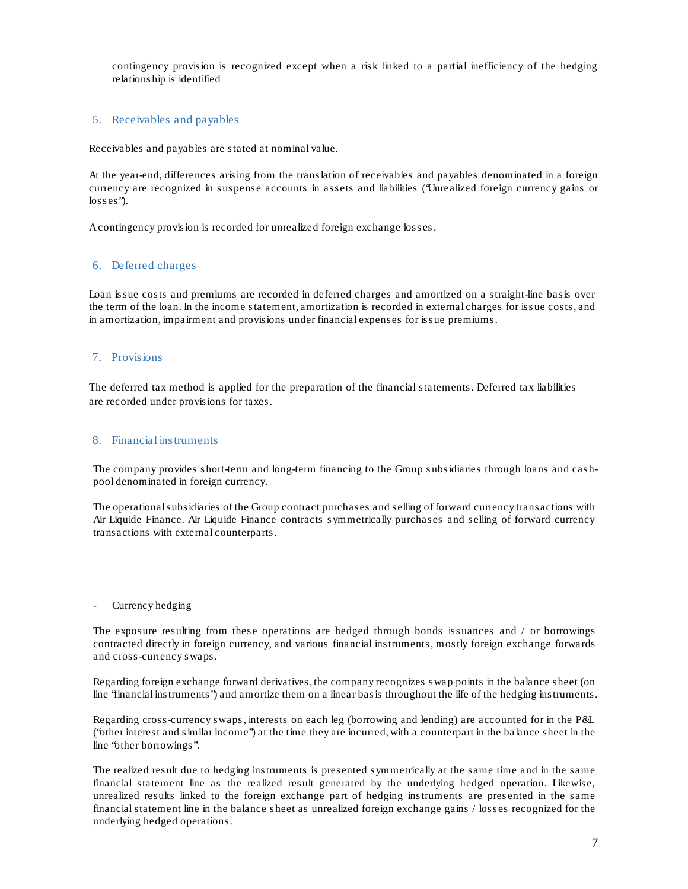contingency provision is recognized except when a risk linked to a partial inefficiency of the hedging relationship is identified

## 5. Receivables and payables

Receivables and payables are stated at nominal value.

At the year-end, differences arising from the translation of receivables and payables denominated in a foreign currency are recognized in suspense accounts in assets and liabilities ("Unrealized foreign currency gains or losses").

A contingency provision is recorded for unrealized foreign exchange losses.

## 6. Deferred charges

Loan issue costs and premiums are recorded in deferred charges and amortized on a straight-line basis over the term of the loan. In the income statement, amortization is recorded in external charges for issue costs, and in amortization, impairment and provisions under financial expenses for issue premiums.

## 7. Provisions

The deferred tax method is applied for the preparation of the financial statements. Deferred tax liabilities are recorded under provisions for taxes.

## 8. Financial instruments

The company provides short-term and long-term financing to the Group subsidiaries through loans and cash-pool denominated in foreign currency.

The operational subsidiaries of the Group contract purchases and selling of forward currency transactions with Air Liquide Finance. Air Liquide Finance contracts symmetrically purchases and selling of forward currency transactions with external counterparts.

- Currency hedging

The exposure resulting from these operations are hedged through bonds issuances and / or borrowings contracted directly in foreign currency, and various financial instruments, mostly foreign exchange forwards and cross-currency swaps.

Regarding foreign exchange forward derivatives, the company recognizes swap points in the balance sheet (on line "financial instruments") and amortize them on a linear basis throughout the life of the hedging instruments.

Regarding cross-currency swaps, interests on each leg (borrowing and lending) are accounted for in the P&L ("other interest and similar income") at the time they are incurred, with a counterpart in the balance sheet in the line "other borrowings".

The realized result due to hedging instruments is presented symmetrically at the same time and in the same financial statement line as the realized result generated by the underlying hedged operation. Likewise, unrealized results linked to the foreign exchange part of hedging instruments are presented in the same financial statement line in the balance sheet as unrealized foreign exchange gains / losses recognized for the underlying hedged operations.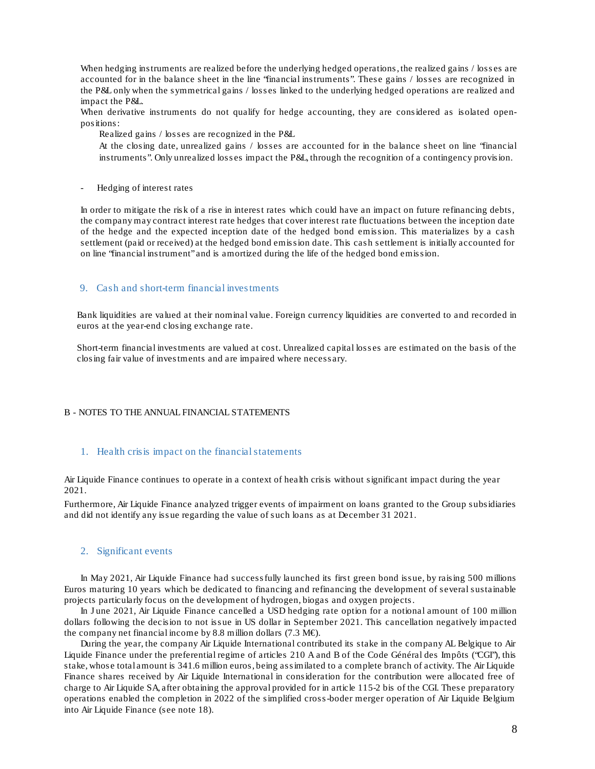When hedging instruments are realized before the underlying hedged operations, the realized gains / losses are accounted for in the balance sheet in the line "financial instruments". These gains / losses are recognized in the P&L only when the symmetrical gains / losses linked to the underlying hedged operations are realized and impact the P&L.

When derivative instruments do not qualify for hedge accounting, they are considered as isolated open-positions:

Realized gains / losses are recognized in the P&L

At the closing date, unrealized gains / losses are accounted for in the balance sheet on line "financial instruments". Only unrealized losses impact the P&L, through the recognition of a contingency provision.

- Hedging of interest rates

In order to mitigate the risk of a rise in interest rates which could have an impact on future refinancing debts, the company may contract interest rate hedges that cover interest rate fluctuations between the inception date of the hedge and the expected inception date of the hedged bond emission. This materializes by a cash settlement (paid or received) at the hedged bond emission date. This cash settlement is initially accounted for on line "financial instrument" and is amortized during the life of the hedged bond emission.

## 9. Cash and short-term financial investments

Bank liquidities are valued at their nominal value. Foreign currency liquidities are converted to and recorded in euros at the year-end closing exchange rate.

Short-term financial investments are valued at cost. Unrealized capital losses are estimated on the basis of the closing fair value of investments and are impaired where necessary.

# B - NOTES TO THE ANNUAL FINANCIAL STATEMENTS

## 1. Health crisis impact on the financial statements

Air Liquide Finance continues to operate in a context of health crisis without significant impact during the year 2021.

Furthermore, Air Liquide Finance analyzed trigger events of impairment on loans granted to the Group subsidiaries and did not identify any issue regarding the value of such loans as at December 31 2021.

## 2. Significant events

In May 2021, Air Liquide Finance had successfully launched its first green bond issue, by raising 500 millions Euros maturing 10 years which be dedicated to financing and refinancing the development of several sustainable projects particularly focus on the development of hydrogen, biogas and oxygen projects.

In June 2021, Air Liquide Finance cancelled a USD hedging rate option for a notional amount of 100 million dollars following the decision to not issue in US dollar in September 2021. This cancellation negatively impacted the company net financial income by 8.8 million dollars (7.3 M€).

During the year, the company Air Liquide International contributed its stake in the company AL Belgique to Air Liquide Finance under the preferential regime of articles 210 A and B of the Code Général des Impôts ("CGI"), this stake, whose total amount is 341.6 million euros, being assimilated to a complete branch of activity. The Air Liquide Finance shares received by Air Liquide International in consideration for the contribution were allocated free of charge to Air Liquide SA, after obtaining the approval provided for in article 115-2 bis of the CGI. These preparatory operations enabled the completion in 2022 of the simplified cross-boder merger operation of Air Liquide Belgium into Air Liquide Finance (see note 18).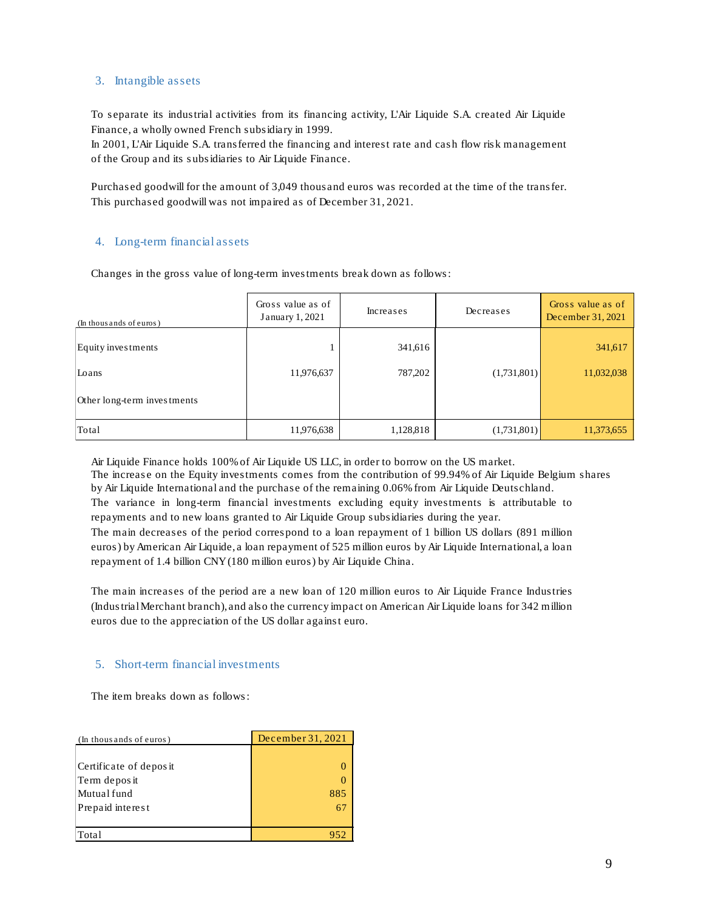## 3. Intangible assets

To separate its industrial activities from its financing activity, L'Air Liquide S.A. created Air Liquide Finance, a wholly owned French subsidiary in 1999.
In 2001, L'Air Liquide S.A. transferred the financing and interest rate and cash flow risk management of the Group and its subsidiaries to Air Liquide Finance.

Purchased goodwill for the amount of 3,049 thousand euros was recorded at the time of the transfer. This purchased goodwill was not impaired as of December 31, 2021.

## 4. Long-term financial assets

Changes in the gross value of long-term investments break down as follows:

| (In thousands of euros) | Gross value as of January 1, 2021 | Increases | Decreases | Gross value as of December 31, 2021 |
|---|---|---|---|---|
| Equity investments | 1 | 341,616 | | 341,617 |
| Loans | 11,976,637 | 787,202 | (1,731,801) | 11,032,038 |
| Other long-term investments | | | | |
| Total | 11,976,638 | 1,128,818 | (1,731,801) | 11,373,655 |

Air Liquide Finance holds 100% of Air Liquide US LLC, in order to borrow on the US market.
The increase on the Equity investments comes from the contribution of 99.94% of Air Liquide Belgium shares by Air Liquide International and the purchase of the remaining 0.06% from Air Liquide Deutschland.
The variance in long-term financial investments excluding equity investments is attributable to repayments and to new loans granted to Air Liquide Group subsidiaries during the year.
The main decreases of the period correspond to a loan repayment of 1 billion US dollars (891 million euros) by American Air Liquide, a loan repayment of 525 million euros by Air Liquide International, a loan repayment of 1.4 billion CNY (180 million euros) by Air Liquide China.

The main increases of the period are a new loan of 120 million euros to Air Liquide France Industries (Industrial Merchant branch), and also the currency impact on American Air Liquide loans for 342 million euros due to the appreciation of the US dollar against euro.

## 5. Short-term financial investments

The item breaks down as follows:

| (In thousands of euros) | December 31, 2021 |
|---|---|
| Certificate of deposit | 0 |
| Term deposit | 0 |
| Mutual fund | 885 |
| Prepaid interest | 67 |
| Total | 952 |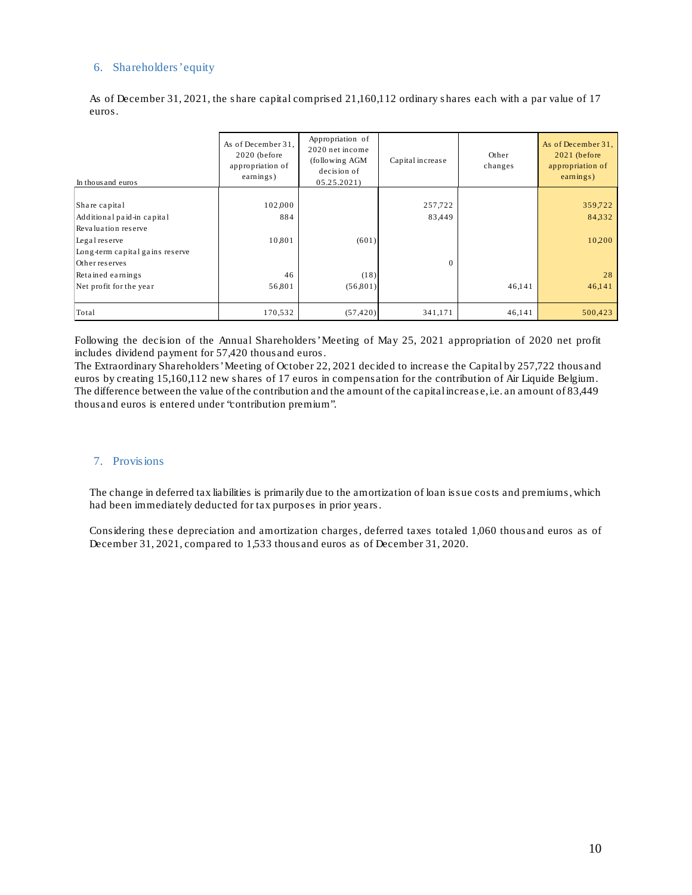## 6. Shareholders' equity

As of December 31, 2021, the share capital comprised 21,160,112 ordinary shares each with a par value of 17 euros.

| In thousand euros | As of December 31, 2020 (before appropriation of earnings) | Appropriation of 2020 net income (following AGM decision of 05.25.2021) | Capital increase | Other changes | As of December 31, 2021 (before appropriation of earnings) |
|---|---|---|---|---|---|
| Share capital | 102,000 | | 257,722 | | 359,722 |
| Additional paid-in capital | 884 | | 83,449 | | 84,332 |
| Revaluation reserve | | | | | |
| Legal reserve | 10,801 | (601) | | | 10,200 |
| Long-term capital gains reserve | | | | | |
| Other reserves | | | 0 | | |
| Retained earnings | 46 | (18) | | | 28 |
| Net profit for the year | 56,801 | (56,801) | | 46,141 | 46,141 |
| Total | 170,532 | (57,420) | 341,171 | 46,141 | 500,423 |

Following the decision of the Annual Shareholders' Meeting of May 25, 2021 appropriation of 2020 net profit includes dividend payment for 57,420 thousand euros.
The Extraordinary Shareholders' Meeting of October 22, 2021 decided to increase the Capital by 257,722 thousand euros by creating 15,160,112 new shares of 17 euros in compensation for the contribution of Air Liquide Belgium. The difference between the value of the contribution and the amount of the capital increase, i.e. an amount of 83,449 thousand euros is entered under "contribution premium".

## 7. Provisions

The change in deferred tax liabilities is primarily due to the amortization of loan issue costs and premiums, which had been immediately deducted for tax purposes in prior years.

Considering these depreciation and amortization charges, deferred taxes totaled 1,060 thousand euros as of December 31, 2021, compared to 1,533 thousand euros as of December 31, 2020.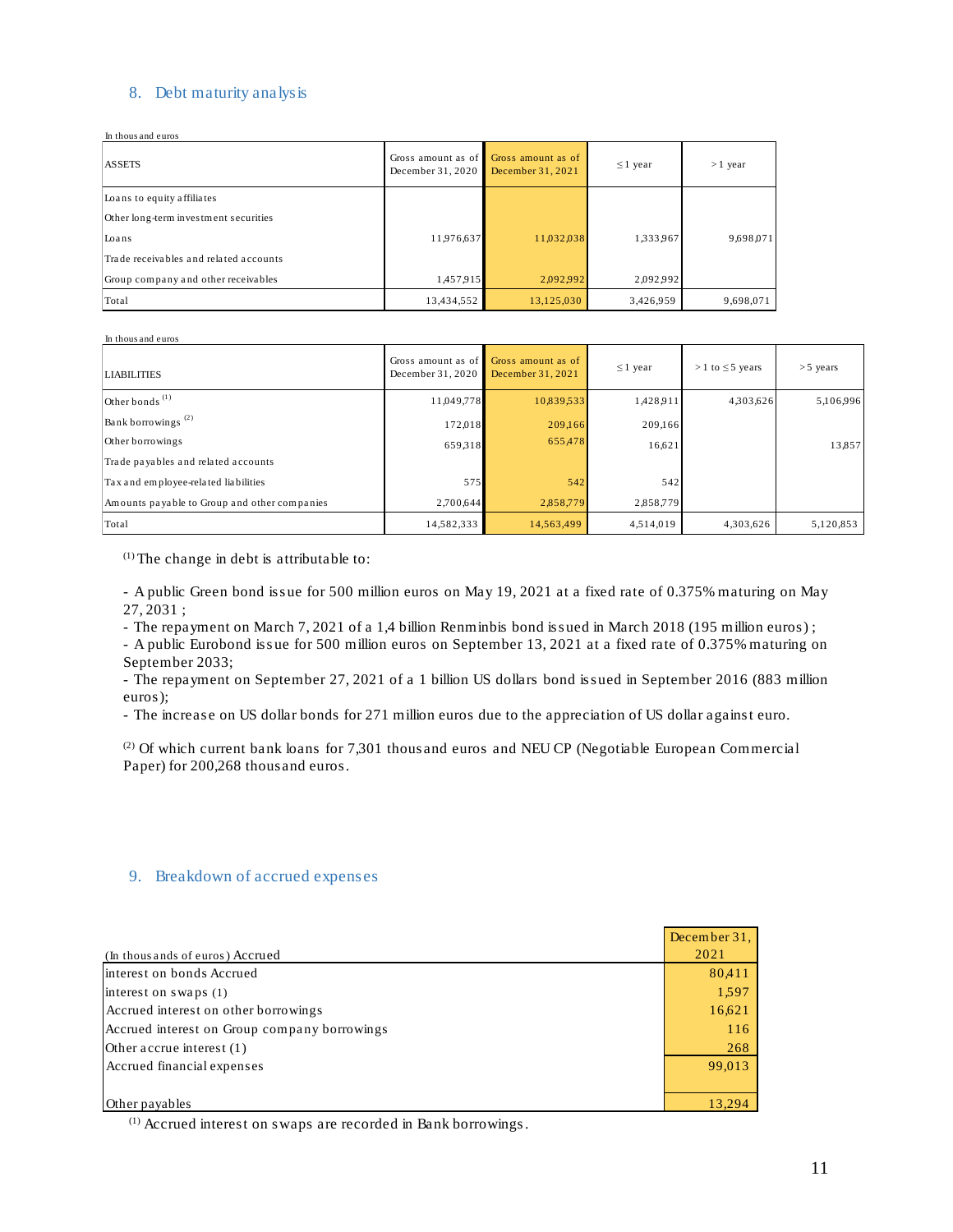## 8. Debt maturity analysis

In thousand euros

| ASSETS | Gross amount as of December 31, 2020 | Gross amount as of December 31, 2021 | ≤ 1 year | > 1 year |
|---|---|---|---|---|
| Loans to equity affiliates | | | | |
| Other long-term investment securities | | | | |
| Loans | 11,976,637 | 11,032,038 | 1,333,967 | 9,698,071 |
| Trade receivables and related accounts | | | | |
| Group company and other receivables | 1,457,915 | 2,092,992 | 2,092,992 | |
| Total | 13,434,552 | 13,125,030 | 3,426,959 | 9,698,071 |

In thousand euros

| LIABILITIES | Gross amount as of December 31, 2020 | Gross amount as of December 31, 2021 | ≤ 1 year | > 1 to ≤ 5 years | > 5 years |
|---|---|---|---|---|---|
| Other bonds [(1)] | 11,049,778 | 10,839,533 | 1,428,911 | 4,303,626 | 5,106,996 |
| Bank borrowings [(2)] | 172,018 | 209,166 | 209,166 | | |
| Other borrowings | 659,318 | 655,478 | 16,621 | | 13,857 |
| Trade payables and related accounts | | | | | |
| Tax and employee-related liabilities | 575 | 542 | 542 | | |
| Amounts payable to Group and other companies | 2,700,644 | 2,858,779 | 2,858,779 | | |
| Total | 14,582,333 | 14,563,499 | 4,514,019 | 4,303,626 | 5,120,853 |

[(1)] The change in debt is attributable to:

- A public Green bond issue for 500 million euros on May 19, 2021 at a fixed rate of 0.375% maturing on May 27, 2031 ;
- The repayment on March 7, 2021 of a 1,4 billion Renminbis bond issued in March 2018 (195 million euros) ;
- A public Eurobond issue for 500 million euros on September 13, 2021 at a fixed rate of 0.375% maturing on September 2033;
- The repayment on September 27, 2021 of a 1 billion US dollars bond issued in September 2016 (883 million euros);
- The increase on US dollar bonds for 271 million euros due to the appreciation of US dollar against euro.

[(2)] Of which current bank loans for 7,301 thousand euros and NEU CP (Negotiable European Commercial Paper) for 200,268 thousand euros.

## 9. Breakdown of accrued expenses

| (In thousands of euros) Accrued | December 31, 2021 |
|---|---|
| interest on bonds Accrued | 80,411 |
| interest on swaps (1) | 1,597 |
| Accrued interest on other borrowings | 16,621 |
| Accrued interest on Group company borrowings | 116 |
| Other accrue interest (1) | 268 |
| Accrued financial expenses | 99,013 |
| | |
| Other payables | 13,294 |

[(1)] Accrued interest on swaps are recorded in Bank borrowings.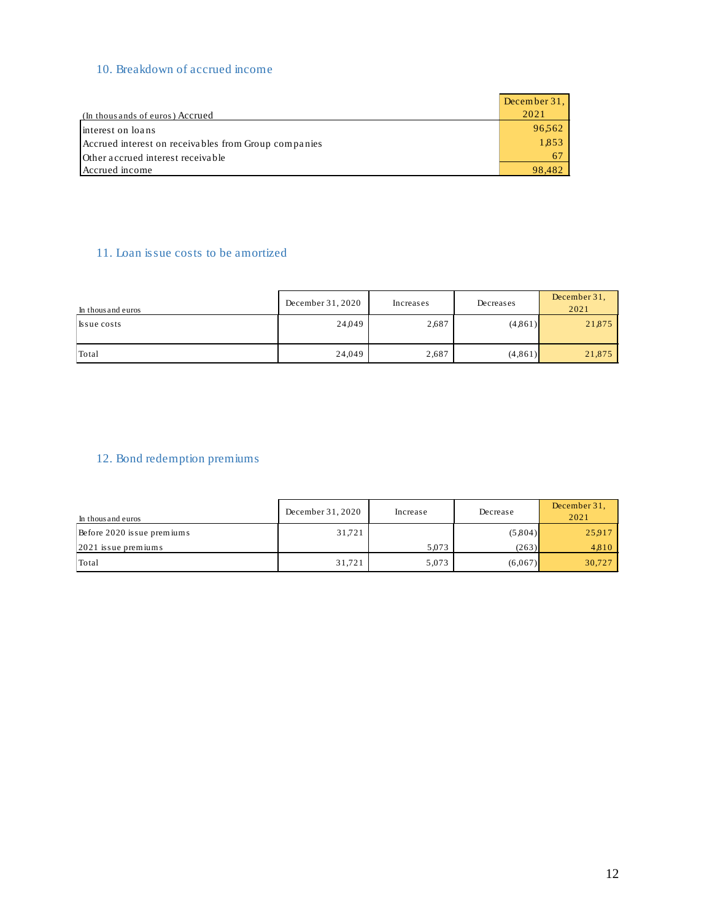## 10. Breakdown of accrued income

| (In thousands of euros) Accrued | December 31, 2021 |
|---|---|
| interest on loans | 96,562 |
| Accrued interest on receivables from Group companies | 1,853 |
| Other accrued interest receivable | 67 |
| Accrued income | 98,482 |

## 11. Loan issue costs to be amortized

| In thousand euros | December 31, 2020 | Increases | Decreases | December 31, 2021 |
|---|---|---|---|---|
| Issue costs | 24,049 | 2,687 | (4,861) | 21,875 |
| Total | 24,049 | 2,687 | (4,861) | 21,875 |

## 12. Bond redemption premiums

| In thousand euros | December 31, 2020 | Increase | Decrease | December 31, 2021 |
|---|---|---|---|---|
| Before 2020 issue premiums | 31,721 | | (5,804) | 25,917 |
| 2021 issue premiums | | 5,073 | (263) | 4,810 |
| Total | 31,721 | 5,073 | (6,067) | 30,727 |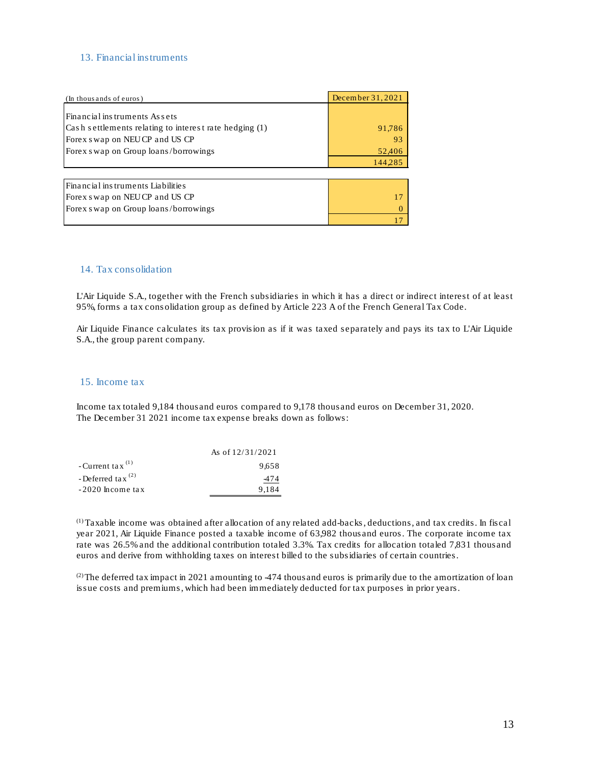## 13. Financial instruments

| (In thousands of euros) | December 31, 2021 |
|---|---|
| Financial instruments Assets | |
| Cash settlements relating to interest rate hedging (1) | 91,786 |
| Forex swap on NEU CP and US CP | 93 |
| Forex swap on Group loans/borrowings | 52,406 |
| | 144,285 |

| | |
|---|---|
| Financial instruments Liabilities | |
| Forex swap on NEU CP and US CP | 17 |
| Forex swap on Group loans/borrowings | 0 |
| | 17 |

## 14. Tax consolidation

L'Air Liquide S.A., together with the French subsidiaries in which it has a direct or indirect interest of at least 95%, forms a tax consolidation group as defined by Article 223 A of the French General Tax Code.

Air Liquide Finance calculates its tax provision as if it was taxed separately and pays its tax to L'Air Liquide S.A., the group parent company.

## 15. Income tax

Income tax totaled 9,184 thousand euros compared to 9,178 thousand euros on December 31, 2020.
The December 31 2021 income tax expense breaks down as follows:

| | As of 12/31/2021 |
|---|---|
| - Current tax [(1)] | 9,658 |
| - Deferred tax [(2)] | -474 |
| - 2020 Income tax | 9,184 |

[(1)] Taxable income was obtained after allocation of any related add-backs, deductions, and tax credits. In fiscal year 2021, Air Liquide Finance posted a taxable income of 63,982 thousand euros. The corporate income tax rate was 26.5% and the additional contribution totaled 3.3%. Tax credits for allocation totaled 7,831 thousand euros and derive from withholding taxes on interest billed to the subsidiaries of certain countries.

[(2)] The deferred tax impact in 2021 amounting to -474 thousand euros is primarily due to the amortization of loan issue costs and premiums, which had been immediately deducted for tax purposes in prior years.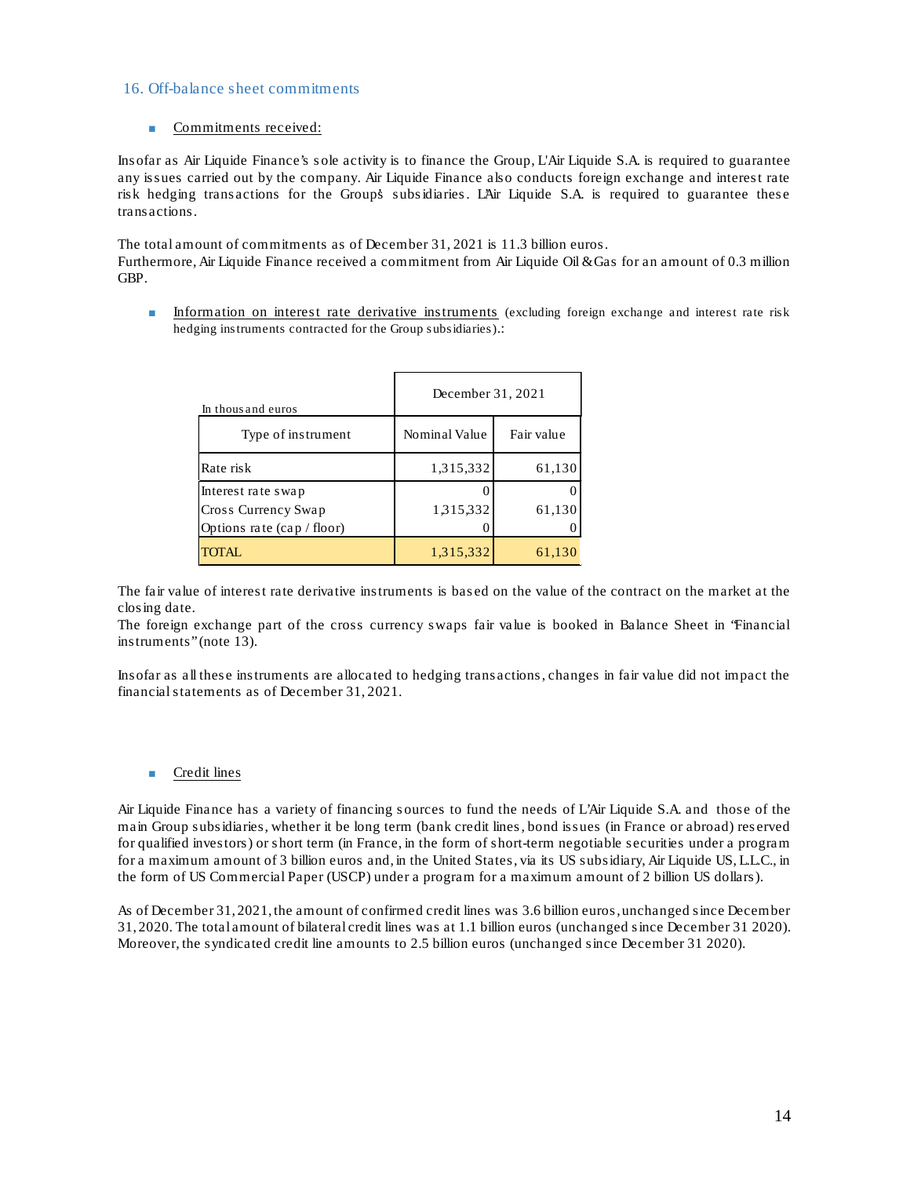## 16. Off-balance sheet commitments

- Commitments received:

Insofar as Air Liquide Finance's sole activity is to finance the Group, L'Air Liquide S.A. is required to guarantee any issues carried out by the company. Air Liquide Finance also conducts foreign exchange and interest rate risk hedging transactions for the Group's subsidiaries. L'Air Liquide S.A. is required to guarantee these transactions.

The total amount of commitments as of December 31, 2021 is 11.3 billion euros.
Furthermore, Air Liquide Finance received a commitment from Air Liquide Oil & Gas for an amount of 0.3 million GBP.

- Information on interest rate derivative instruments (excluding foreign exchange and interest rate risk hedging instruments contracted for the Group subsidiaries).:

| In thousand euros | December 31, 2021 | |
|---|---|---|
| Type of instrument | Nominal Value | Fair value |
| Rate risk | 1,315,332 | 61,130 |
| Interest rate swap | 0 | 0 |
| Cross Currency Swap | 1,315,332 | 61,130 |
| Options rate (cap / floor) | 0 | 0 |
| TOTAL | 1,315,332 | 61,130 |

The fair value of interest rate derivative instruments is based on the value of the contract on the market at the closing date.
The foreign exchange part of the cross currency swaps fair value is booked in Balance Sheet in "Financial instruments" (note 13).

Insofar as all these instruments are allocated to hedging transactions, changes in fair value did not impact the financial statements as of December 31, 2021.

- Credit lines

Air Liquide Finance has a variety of financing sources to fund the needs of L'Air Liquide S.A. and those of the main Group subsidiaries, whether it be long term (bank credit lines, bond issues (in France or abroad) reserved for qualified investors) or short term (in France, in the form of short-term negotiable securities under a program for a maximum amount of 3 billion euros and, in the United States, via its US subsidiary, Air Liquide US, L.L.C., in the form of US Commercial Paper (USCP) under a program for a maximum amount of 2 billion US dollars).

As of December 31, 2021, the amount of confirmed credit lines was 3.6 billion euros, unchanged since December 31, 2020. The total amount of bilateral credit lines was at 1.1 billion euros (unchanged since December 31 2020). Moreover, the syndicated credit line amounts to 2.5 billion euros (unchanged since December 31 2020).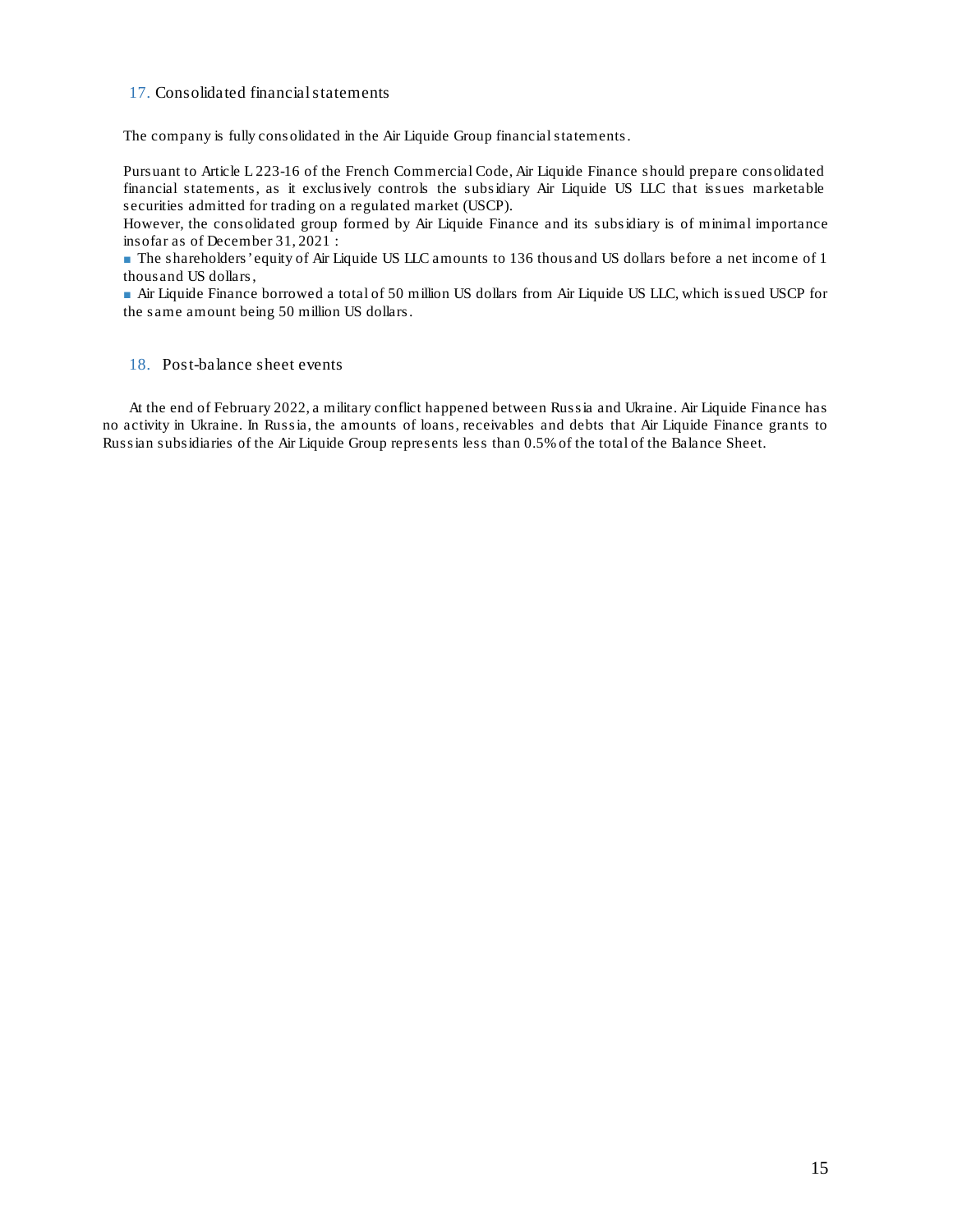## 17. Consolidated financial statements

The company is fully consolidated in the Air Liquide Group financial statements.

Pursuant to Article L 223-16 of the French Commercial Code, Air Liquide Finance should prepare consolidated financial statements, as it exclusively controls the subsidiary Air Liquide US LLC that issues marketable securities admitted for trading on a regulated market (USCP).

However, the consolidated group formed by Air Liquide Finance and its subsidiary is of minimal importance insofar as of December 31, 2021 :

- The shareholders' equity of Air Liquide US LLC amounts to 136 thousand US dollars before a net income of 1 thousand US dollars,
- Air Liquide Finance borrowed a total of 50 million US dollars from Air Liquide US LLC, which issued USCP for the same amount being 50 million US dollars.

## 18. Post-balance sheet events

At the end of February 2022, a military conflict happened between Russia and Ukraine. Air Liquide Finance has no activity in Ukraine. In Russia, the amounts of loans, receivables and debts that Air Liquide Finance grants to Russian subsidiaries of the Air Liquide Group represents less than 0.5% of the total of the Balance Sheet.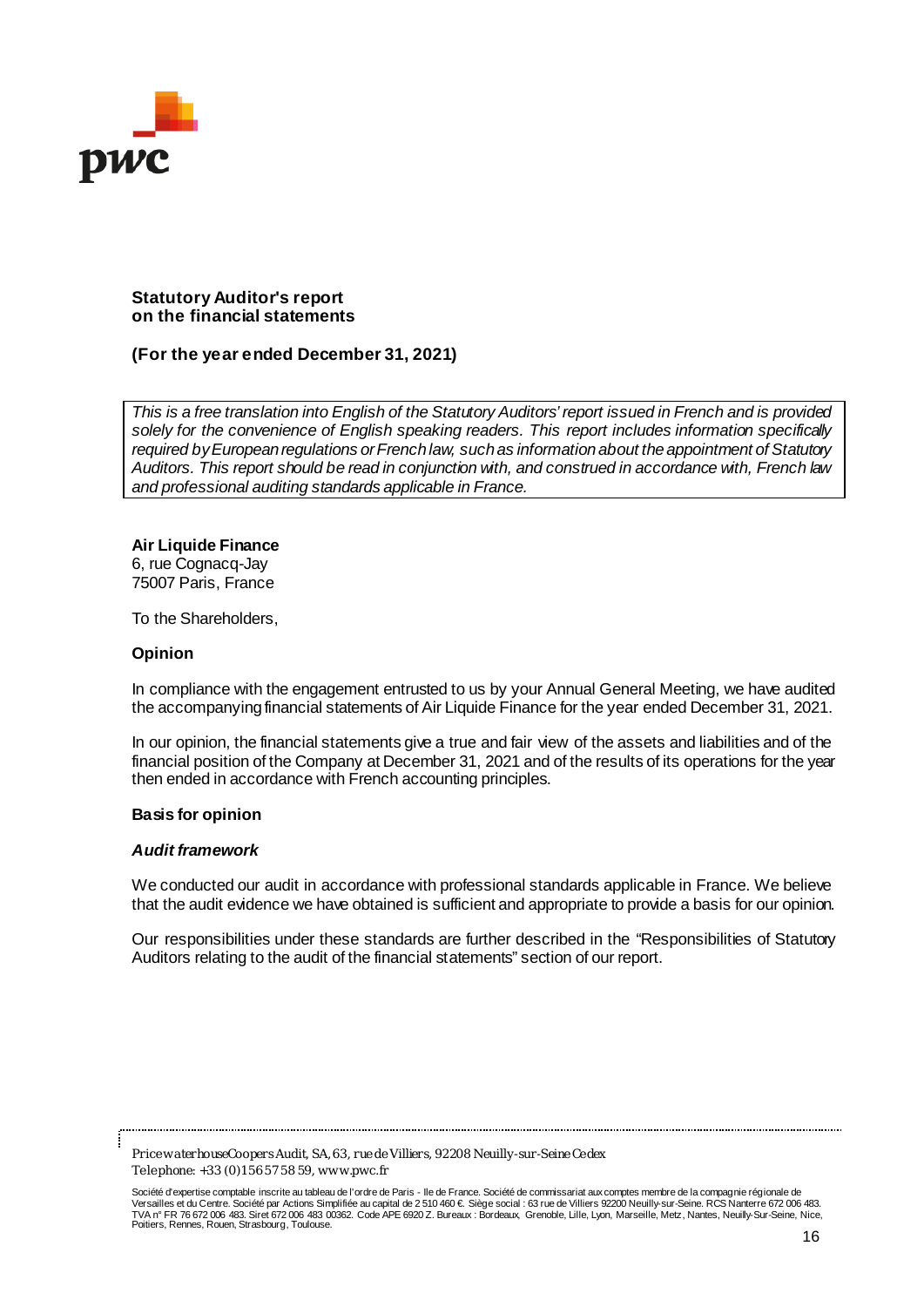**Statutory Auditor's report on the financial statements**

**(For the year ended December 31, 2021)**

*This is a free translation into English of the Statutory Auditors' report issued in French and is provided solely for the convenience of English speaking readers. This report includes information specifically required by European regulations or French law, such as information about the appointment of Statutory Auditors. This report should be read in conjunction with, and construed in accordance with, French law and professional auditing standards applicable in France.*

**Air Liquide Finance**
6, rue Cognacq-Jay
75007 Paris, France

To the Shareholders,

**Opinion**

In compliance with the engagement entrusted to us by your Annual General Meeting, we have audited the accompanying financial statements of Air Liquide Finance for the year ended December 31, 2021.

In our opinion, the financial statements give a true and fair view of the assets and liabilities and of the financial position of the Company at December 31, 2021 and of the results of its operations for the year then ended in accordance with French accounting principles.

**Basis for opinion**

***Audit framework***

We conducted our audit in accordance with professional standards applicable in France. We believe that the audit evidence we have obtained is sufficient and appropriate to provide a basis for our opinion.

Our responsibilities under these standards are further described in the "Responsibilities of Statutory Auditors relating to the audit of the financial statements" section of our report.

PricewaterhouseCoopers Audit, SA, 63, rue de Villiers, 92208 Neuilly-sur-Seine Cedex
Telephone: +33 (0)1 56 57 58 59, www.pwc.fr

Société d'expertise comptable inscrite au tableau de l'ordre de Paris - Ile de France. Société de commissariat aux comptes membre de la compagnie régionale de Versailles et du Centre. Société par Actions Simplifiée au capital de 2 510 460 €. Siège social : 63 rue de Villiers 92200 Neuilly-sur-Seine. RCS Nanterre 672 006 483. TVA n° FR 76 672 006 483. Siret 672 006 483 00362. Code APE 6920 Z. Bureaux : Bordeaux, Grenoble, Lille, Lyon, Marseille, Metz, Nantes, Neuilly-Sur-Seine, Nice, Poitiers, Rennes, Rouen, Strasbourg, Toulouse.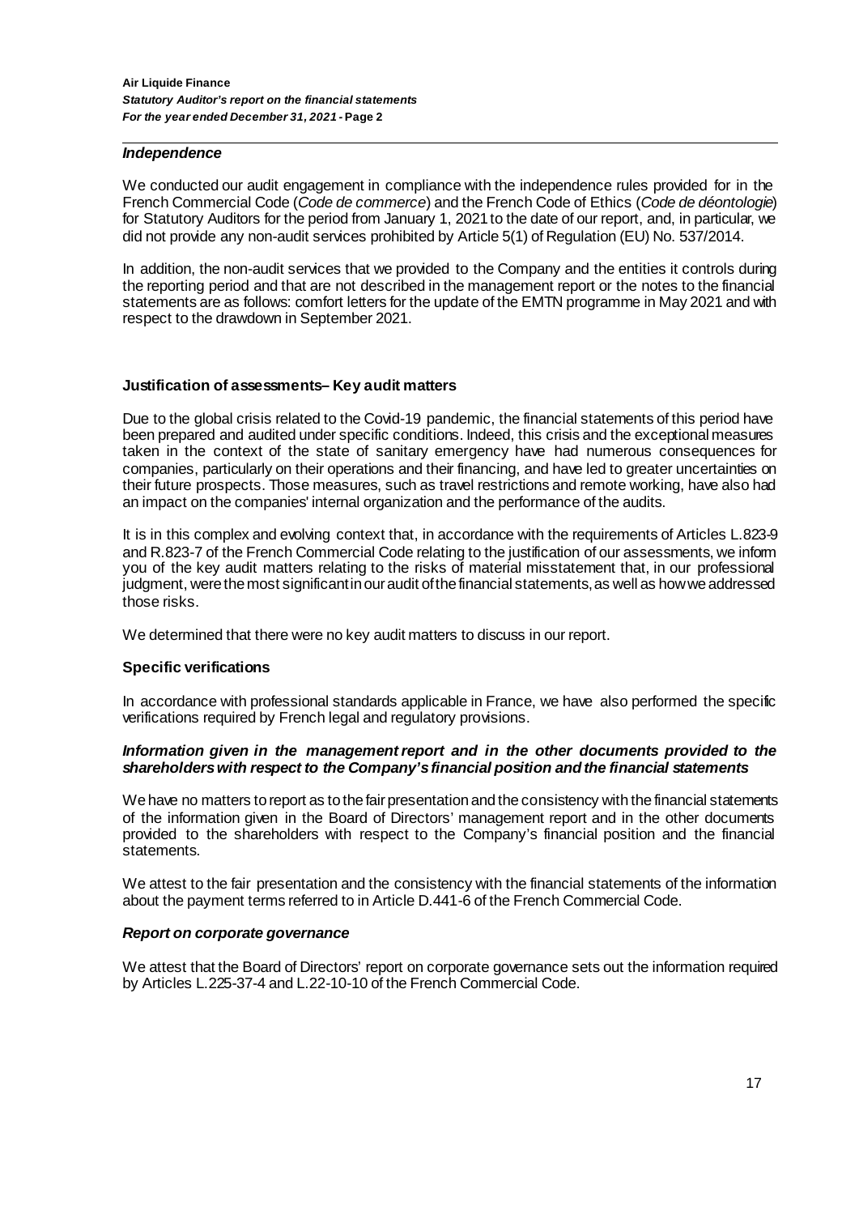### *Independence*

We conducted our audit engagement in compliance with the independence rules provided for in the French Commercial Code (*Code de commerce*) and the French Code of Ethics (*Code de déontologie*) for Statutory Auditors for the period from January 1, 2021 to the date of our report, and, in particular, we did not provide any non-audit services prohibited by Article 5(1) of Regulation (EU) No. 537/2014.

In addition, the non-audit services that we provided to the Company and the entities it controls during the reporting period and that are not described in the management report or the notes to the financial statements are as follows: comfort letters for the update of the EMTN programme in May 2021 and with respect to the drawdown in September 2021.

## Justification of assessments– Key audit matters

Due to the global crisis related to the Covid-19 pandemic, the financial statements of this period have been prepared and audited under specific conditions. Indeed, this crisis and the exceptional measures taken in the context of the state of sanitary emergency have had numerous consequences for companies, particularly on their operations and their financing, and have led to greater uncertainties on their future prospects. Those measures, such as travel restrictions and remote working, have also had an impact on the companies' internal organization and the performance of the audits.

It is in this complex and evolving context that, in accordance with the requirements of Articles L.823-9 and R.823-7 of the French Commercial Code relating to the justification of our assessments, we inform you of the key audit matters relating to the risks of material misstatement that, in our professional judgment, were the most significant in our audit of the financial statements, as well as how we addressed those risks.

We determined that there were no key audit matters to discuss in our report.

## Specific verifications

In accordance with professional standards applicable in France, we have also performed the specific verifications required by French legal and regulatory provisions.

### *Information given in the management report and in the other documents provided to the shareholders with respect to the Company's financial position and the financial statements*

We have no matters to report as to the fair presentation and the consistency with the financial statements of the information given in the Board of Directors' management report and in the other documents provided to the shareholders with respect to the Company's financial position and the financial statements.

We attest to the fair presentation and the consistency with the financial statements of the information about the payment terms referred to in Article D.441-6 of the French Commercial Code.

### *Report on corporate governance*

We attest that the Board of Directors' report on corporate governance sets out the information required by Articles L.225-37-4 and L.22-10-10 of the French Commercial Code.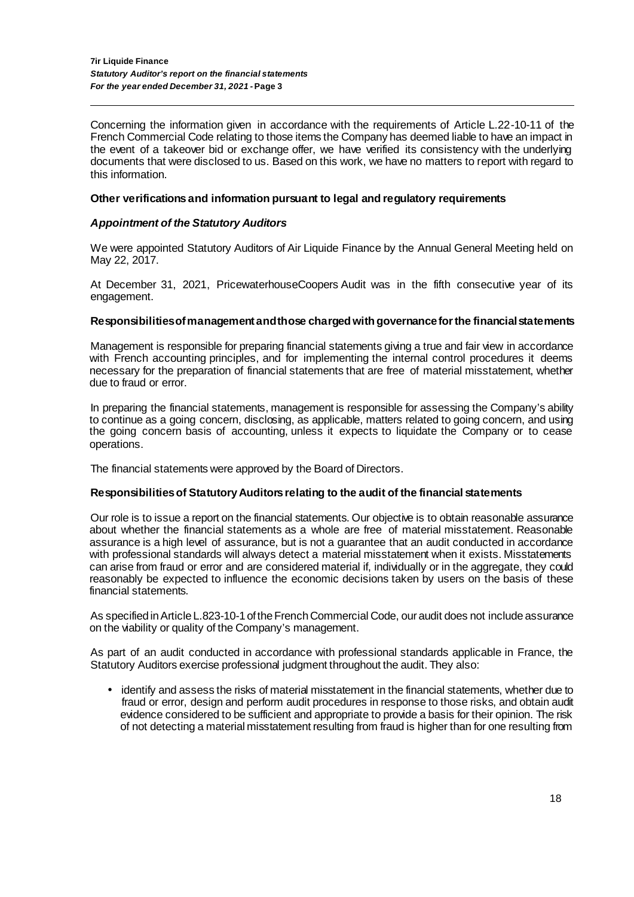Concerning the information given in accordance with the requirements of Article L.22-10-11 of the French Commercial Code relating to those items the Company has deemed liable to have an impact in the event of a takeover bid or exchange offer, we have verified its consistency with the underlying documents that were disclosed to us. Based on this work, we have no matters to report with regard to this information.

**Other verifications and information pursuant to legal and regulatory requirements**

***Appointment of the Statutory Auditors***

We were appointed Statutory Auditors of Air Liquide Finance by the Annual General Meeting held on May 22, 2017.

At December 31, 2021, PricewaterhouseCoopers Audit was in the fifth consecutive year of its engagement.

**Responsibilities of management and those charged with governance for the financial statements**

Management is responsible for preparing financial statements giving a true and fair view in accordance with French accounting principles, and for implementing the internal control procedures it deems necessary for the preparation of financial statements that are free of material misstatement, whether due to fraud or error.

In preparing the financial statements, management is responsible for assessing the Company's ability to continue as a going concern, disclosing, as applicable, matters related to going concern, and using the going concern basis of accounting, unless it expects to liquidate the Company or to cease operations.

The financial statements were approved by the Board of Directors.

**Responsibilities of Statutory Auditors relating to the audit of the financial statements**

Our role is to issue a report on the financial statements. Our objective is to obtain reasonable assurance about whether the financial statements as a whole are free of material misstatement. Reasonable assurance is a high level of assurance, but is not a guarantee that an audit conducted in accordance with professional standards will always detect a material misstatement when it exists. Misstatements can arise from fraud or error and are considered material if, individually or in the aggregate, they could reasonably be expected to influence the economic decisions taken by users on the basis of these financial statements.

As specified in Article L.823-10-1 of the French Commercial Code, our audit does not include assurance on the viability or quality of the Company's management.

As part of an audit conducted in accordance with professional standards applicable in France, the Statutory Auditors exercise professional judgment throughout the audit. They also:

- identify and assess the risks of material misstatement in the financial statements, whether due to fraud or error, design and perform audit procedures in response to those risks, and obtain audit evidence considered to be sufficient and appropriate to provide a basis for their opinion. The risk of not detecting a material misstatement resulting from fraud is higher than for one resulting from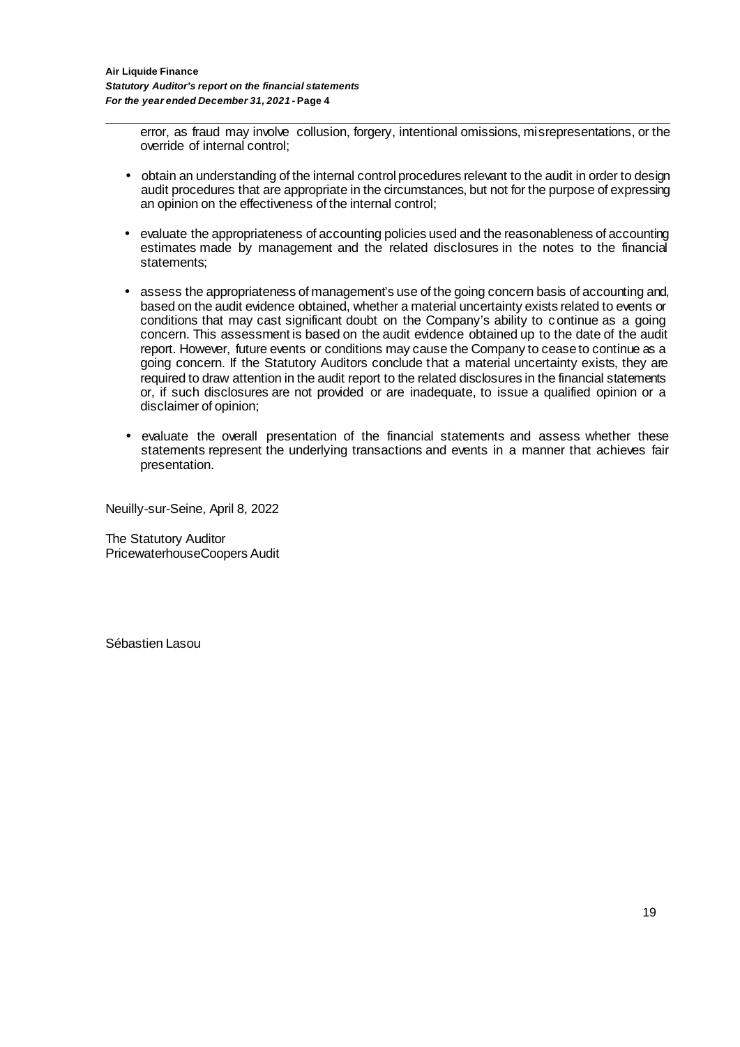error, as fraud may involve collusion, forgery, intentional omissions, misrepresentations, or the override of internal control;

- obtain an understanding of the internal control procedures relevant to the audit in order to design audit procedures that are appropriate in the circumstances, but not for the purpose of expressing an opinion on the effectiveness of the internal control;

- evaluate the appropriateness of accounting policies used and the reasonableness of accounting estimates made by management and the related disclosures in the notes to the financial statements;

- assess the appropriateness of management's use of the going concern basis of accounting and, based on the audit evidence obtained, whether a material uncertainty exists related to events or conditions that may cast significant doubt on the Company's ability to continue as a going concern. This assessment is based on the audit evidence obtained up to the date of the audit report. However, future events or conditions may cause the Company to cease to continue as a going concern. If the Statutory Auditors conclude that a material uncertainty exists, they are required to draw attention in the audit report to the related disclosures in the financial statements or, if such disclosures are not provided or are inadequate, to issue a qualified opinion or a disclaimer of opinion;

- evaluate the overall presentation of the financial statements and assess whether these statements represent the underlying transactions and events in a manner that achieves fair presentation.

Neuilly-sur-Seine, April 8, 2022

The Statutory Auditor
PricewaterhouseCoopers Audit

Sébastien Lasou